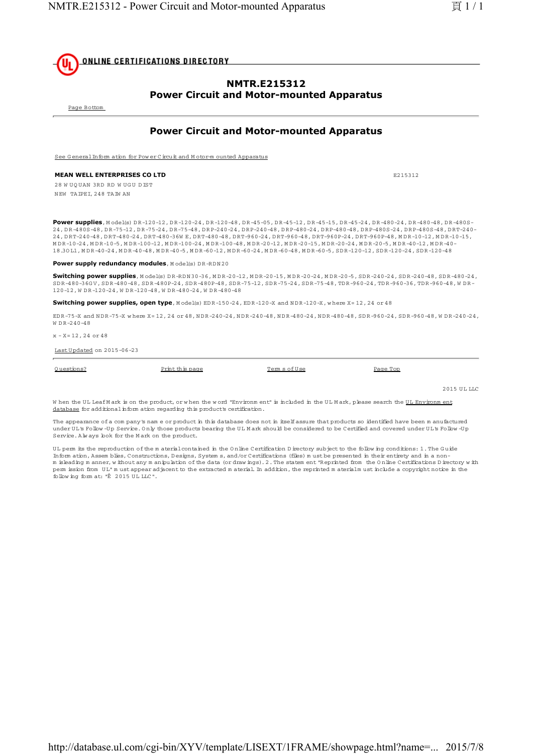ONLINE CERTIFICATIONS DIRECTORY

## NMTR.E215312
## Power Circuit and Motor-mounted Apparatus

Page Bottom

## Power Circuit and Motor-mounted Apparatus

See General Information for Power Circuit and Motor-mounted Apparatus

**MEAN WELL ENTERPRISES CO LTD** E215312

28 WUQUAN 3RD RD WUGU DIST
NEW TAIPEI, 248 TAIWAN

**Power supplies**, Model(s) DR-120-12, DR-120-24, DR-120-48, DR-45-05, DR-45-12, DR-45-15, DR-45-24, DR-480-24, DR-480-48, DR-480S-24, DR-480S-48, DR-75-12, DR-75-24, DR-75-48, DRP-240-24, DRP-240-48, DRP-480-24, DRP-480-48, DRP-480S-24, DRP-480S-48, DRT-240-24, DRT-240-48, DRT-480-24, DRT-480-36WE, DRT-480-48, DRT-960-24, DRT-960-48, DRT-960P-24, DRT-960P-48, MDR-10-12, MDR-10-15, MDR-10-24, MDR-10-5, MDR-100-12, MDR-100-24, MDR-100-48, MDR-20-12, MDR-20-15, MDR-20-24, MDR-20-5, MDR-40-12, MDR-40-18.3OL1, MDR-40-24, MDR-40-48, MDR-40-5, MDR-60-12, MDR-60-24, MDR-60-48, MDR-60-5, SDR-120-12, SDR-120-24, SDR-120-48

**Power supply redundancy modules**, Model(s) DR-RDN20

**Switching power supplies**, Model(s) DR-RDN30-36, MDR-20-12, MDR-20-15, MDR-20-24, MDR-20-5, SDR-240-24, SDR-240-48, SDR-480-24, SDR-480-36GV, SDR-480-48, SDR-480P-24, SDR-480P-48, SDR-75-12, SDR-75-24, SDR-75-48, TDR-960-24, TDR-960-36, TDR-960-48, WDR-120-12, WDR-120-24, WDR-120-48, WDR-480-24, WDR-480-48

**Switching power supplies, open type**, Model(s) EDR-150-24, EDR-120-X and NDR-120-X, where X= 12, 24 or 48

EDR-75-X and NDR-75-X where X= 12, 24 or 48, NDR-240-24, NDR-240-48, NDR-480-24, NDR-480-48, SDR-960-24, SDR-960-48, WDR-240-24, WDR-240-48

x - X= 12, 24 or 48

Last Updated on 2015-06-23

Questions? | Print this page | Terms of Use | Page Top

2015 UL LLC

When the UL Leaf Mark is on the product, or when the word "Environment" is included in the UL Mark, please search the UL Environment database for additional information regarding this product's certification.

The appearance of a company's name or product in this database does not in itself assure that products so identified have been manufactured under UL's Follow-Up Service. Only those products bearing the UL Mark should be considered to be Certified and covered under UL's Follow-Up Service. Always look for the Mark on the product.

UL permits the reproduction of the material contained in the Online Certification Directory subject to the following conditions: 1. The Guide Information, Assemblies, Constructions, Designs, Systems, and/or Certifications (files) must be presented in their entirety and in a non-misleading manner, without any manipulation of the data (or drawings). 2. The statement "Reprinted from the Online Certifications Directory with permission from UL" must appear adjacent to the extracted material. In addition, the reprinted material must include a copyright notice in the following format: "Ê 2015 UL LLC".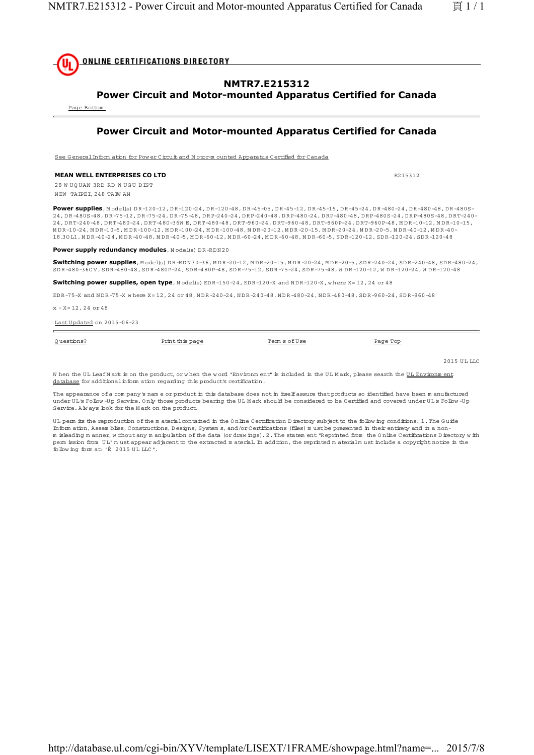ONLINE CERTIFICATIONS DIRECTORY

# NMTR7.E215312
# Power Circuit and Motor-mounted Apparatus Certified for Canada

Page Bottom

## Power Circuit and Motor-mounted Apparatus Certified for Canada

See General Information for Power Circuit and Motor-mounted Apparatus Certified for Canada

**MEAN WELL ENTERPRISES CO LTD** E215312

28 WUQUAN 3RD RD WUGU DIST
NEW TAIPEI, 248 TAIWAN

**Power supplies**, Model(s) DR-120-12, DR-120-24, DR-120-48, DR-45-05, DR-45-12, DR-45-15, DR-45-24, DR-480-24, DR-480-48, DR-480S-24, DR-480S-48, DR-75-12, DR-75-24, DR-75-48, DRP-240-24, DRP-240-48, DRP-480-24, DRP-480-48, DRP-480S-24, DRP-480S-48, DRT-240-24, DRT-240-48, DRT-480-24, DRT-480-36WE, DRT-480-48, DRT-960-24, DRT-960-48, DRT-960P-24, DRT-960P-48, MDR-10-12, MDR-10-15, MDR-10-24, MDR-10-5, MDR-100-12, MDR-100-24, MDR-100-48, MDR-20-12, MDR-20-15, MDR-20-24, MDR-20-5, MDR-40-12, MDR-40-18.3OL1, MDR-40-24, MDR-40-48, MDR-40-5, MDR-60-12, MDR-60-24, MDR-60-48, MDR-60-5, SDR-120-12, SDR-120-24, SDR-120-48

**Power supply redundancy modules**, Model(s) DR-RDN20

**Switching power supplies**, Model(s) DR-RDN30-36, MDR-20-12, MDR-20-15, MDR-20-24, MDR-20-5, SDR-240-24, SDR-240-48, SDR-480-24, SDR-480-36GV, SDR-480-48, SDR-480P-24, SDR-480P-48, SDR-75-12, SDR-75-24, SDR-75-48, WDR-120-12, WDR-120-24, WDR-120-48

**Switching power supplies, open type**, Model(s) EDR-150-24, EDR-120-X and NDR-120-X, where X= 12, 24 or 48

EDR-75-X and NDR-75-X where X= 12, 24 or 48, NDR-240-24, NDR-240-48, NDR-480-24, NDR-480-48, SDR-960-24, SDR-960-48

x - X= 12, 24 or 48

Last Updated on 2015-06-23

Questions? Print this page Terms of Use Page Top

2015 UL LLC

When the UL Leaf Mark is on the product, or when the word "Environment" is included in the UL Mark, please search the UL Environment database for additional information regarding this product's certification.

The appearance of a company's name or product in this database does not in itself assure that products so identified have been manufactured under UL's Follow-Up Service. Only those products bearing the UL Mark should be considered to be Certified and covered under UL's Follow-Up Service. Always look for the Mark on the product.

UL permits the reproduction of the material contained in the Online Certification Directory subject to the following conditions: 1. The Guide Information, Assemblies, Constructions, Designs, Systems, and/or Certifications (files) must be presented in their entirety and in a non-misleading manner, without any manipulation of the data (or drawings). 2. The statement "Reprinted from the Online Certifications Directory with permission from UL" must appear adjacent to the extracted material. In addition, the reprinted material must include a copyright notice in the following format: "Ê 2015 UL LLC".